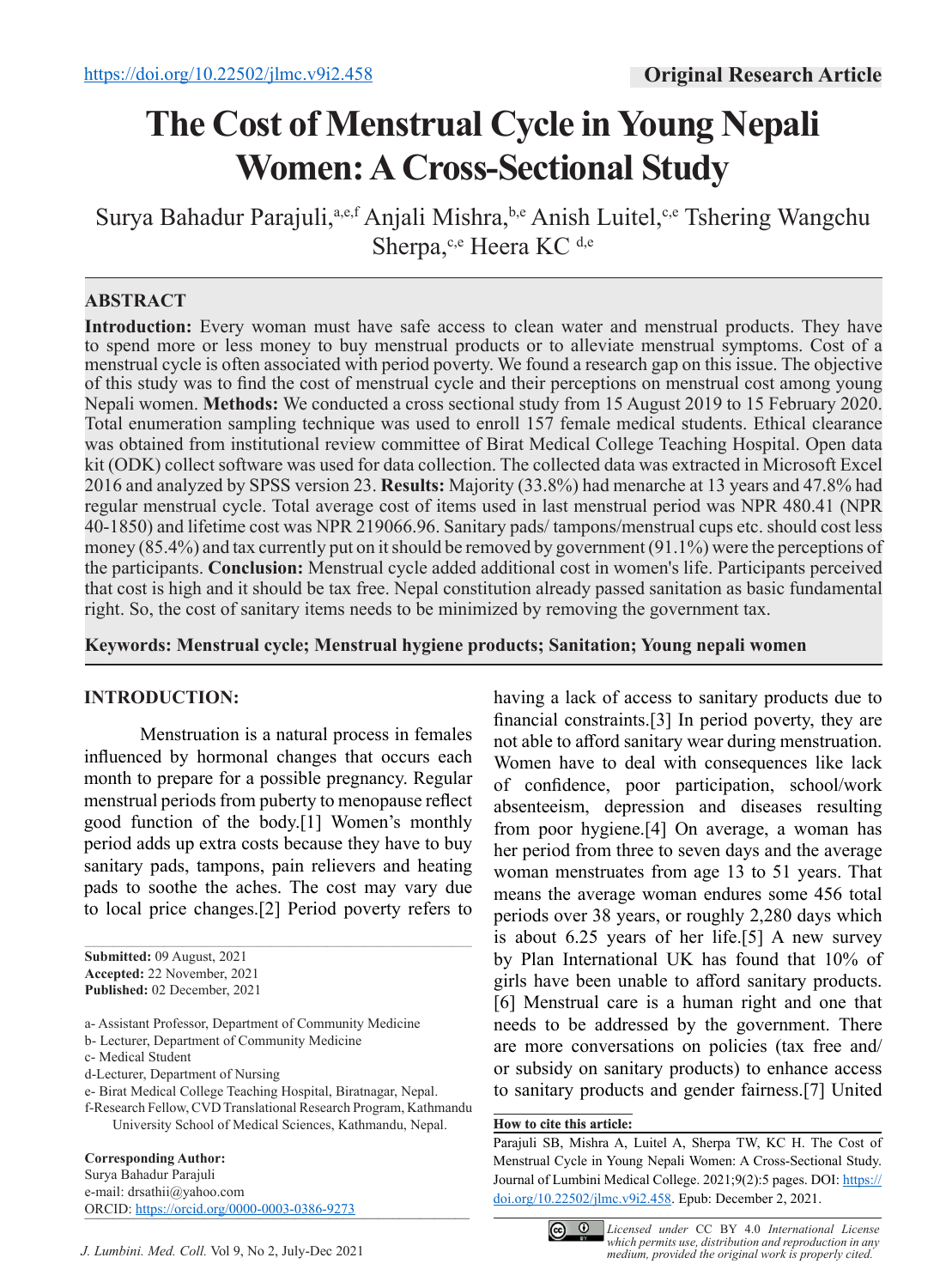https://doi.org/10.22502/jlmc.v9i2.458

**Original Research Article**

# The Cost of Menstrual Cycle in Young Nepali Women: A Cross-Sectional Study

Surya Bahadur Parajuli,[a,e,f] Anjali Mishra,[b,e] Anish Luitel,[c,e] Tshering Wangchu Sherpa,[c,e] Heera KC [d,e]

## ABSTRACT

**Introduction:** Every woman must have safe access to clean water and menstrual products. They have to spend more or less money to buy menstrual products or to alleviate menstrual symptoms. Cost of a menstrual cycle is often associated with period poverty. We found a research gap on this issue. The objective of this study was to find the cost of menstrual cycle and their perceptions on menstrual cost among young Nepali women. **Methods:** We conducted a cross sectional study from 15 August 2019 to 15 February 2020. Total enumeration sampling technique was used to enroll 157 female medical students. Ethical clearance was obtained from institutional review committee of Birat Medical College Teaching Hospital. Open data kit (ODK) collect software was used for data collection. The collected data was extracted in Microsoft Excel 2016 and analyzed by SPSS version 23. **Results:** Majority (33.8%) had menarche at 13 years and 47.8% had regular menstrual cycle. Total average cost of items used in last menstrual period was NPR 480.41 (NPR 40-1850) and lifetime cost was NPR 219066.96. Sanitary pads/ tampons/menstrual cups etc. should cost less money (85.4%) and tax currently put on it should be removed by government (91.1%) were the perceptions of the participants. **Conclusion:** Menstrual cycle added additional cost in women's life. Participants perceived that cost is high and it should be tax free. Nepal constitution already passed sanitation as basic fundamental right. So, the cost of sanitary items needs to be minimized by removing the government tax.

**Keywords: Menstrual cycle; Menstrual hygiene products; Sanitation; Young nepali women**

## INTRODUCTION:

Menstruation is a natural process in females influenced by hormonal changes that occurs each month to prepare for a possible pregnancy. Regular menstrual periods from puberty to menopause reflect good function of the body.[1] Women's monthly period adds up extra costs because they have to buy sanitary pads, tampons, pain relievers and heating pads to soothe the aches. The cost may vary due to local price changes.[2] Period poverty refers to having a lack of access to sanitary products due to financial constraints.[3] In period poverty, they are not able to afford sanitary wear during menstruation. Women have to deal with consequences like lack of confidence, poor participation, school/work absenteeism, depression and diseases resulting from poor hygiene.[4] On average, a woman has her period from three to seven days and the average woman menstruates from age 13 to 51 years. That means the average woman endures some 456 total periods over 38 years, or roughly 2,280 days which is about 6.25 years of her life.[5] A new survey by Plan International UK has found that 10% of girls have been unable to afford sanitary products.[6] Menstrual care is a human right and one that needs to be addressed by the government. There are more conversations on policies (tax free and/or subsidy on sanitary products) to enhance access to sanitary products and gender fairness.[7] United

**Submitted:** 09 August, 2021
**Accepted:** 22 November, 2021
**Published:** 02 December, 2021

a- Assistant Professor, Department of Community Medicine
b- Lecturer, Department of Community Medicine
c- Medical Student
d-Lecturer, Department of Nursing
e- Birat Medical College Teaching Hospital, Biratnagar, Nepal.
f-Research Fellow, CVD Translational Research Program, Kathmandu University School of Medical Sciences, Kathmandu, Nepal.

**Corresponding Author:**
Surya Bahadur Parajuli
e-mail: drsathii@yahoo.com
ORCID: https://orcid.org/0000-0003-0386-9273

**How to cite this article:**
Parajuli SB, Mishra A, Luitel A, Sherpa TW, KC H. The Cost of Menstrual Cycle in Young Nepali Women: A Cross-Sectional Study. Journal of Lumbini Medical College. 2021;9(2):5 pages. DOI: https://doi.org/10.22502/jlmc.v9i2.458. Epub: December 2, 2021.

*Licensed under* CC BY 4.0 *International License which permits use, distribution and reproduction in any medium, provided the original work is properly cited.*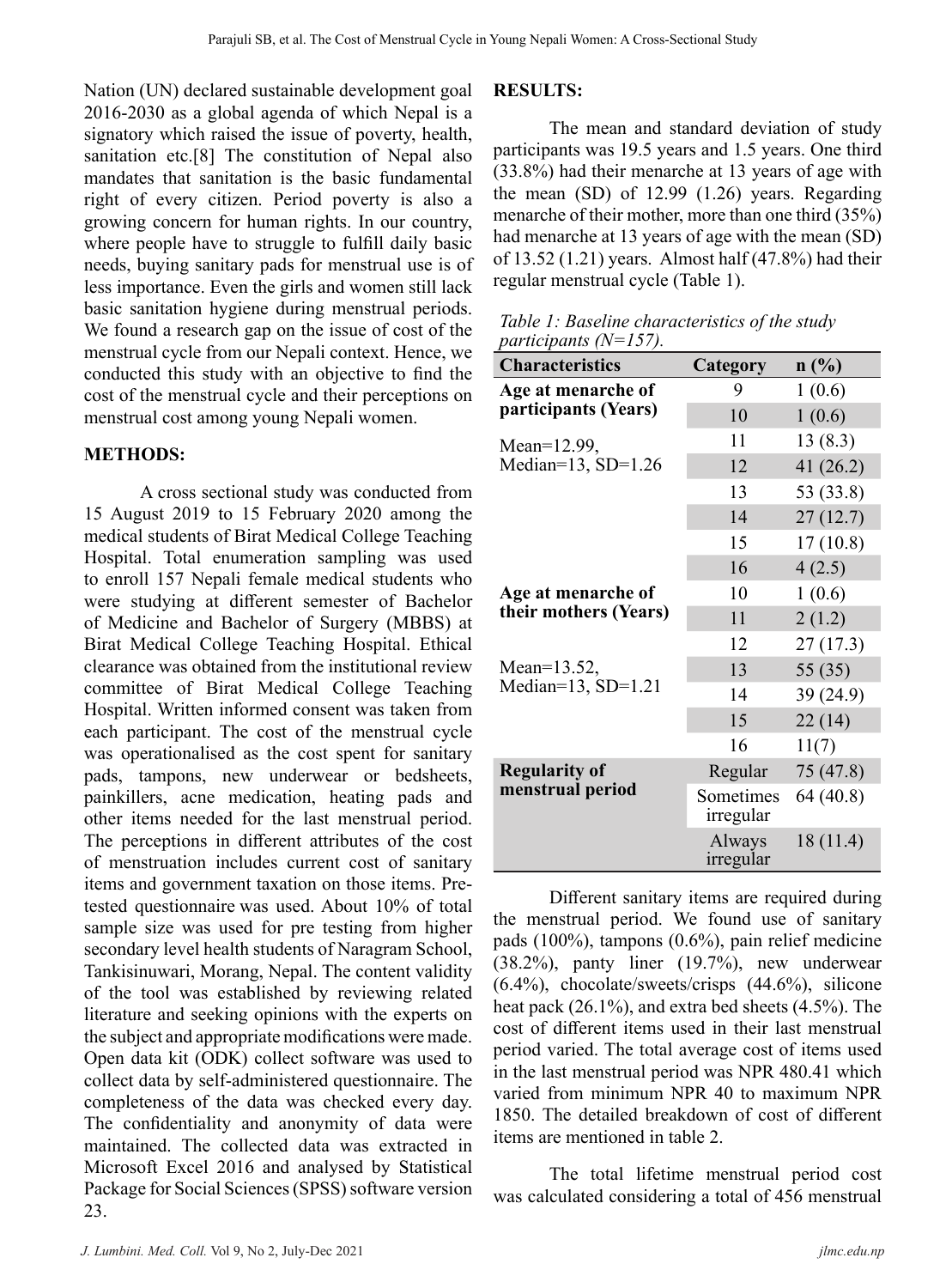Nation (UN) declared sustainable development goal 2016-2030 as a global agenda of which Nepal is a signatory which raised the issue of poverty, health, sanitation etc.[8] The constitution of Nepal also mandates that sanitation is the basic fundamental right of every citizen. Period poverty is also a growing concern for human rights. In our country, where people have to struggle to fulfill daily basic needs, buying sanitary pads for menstrual use is of less importance. Even the girls and women still lack basic sanitation hygiene during menstrual periods. We found a research gap on the issue of cost of the menstrual cycle from our Nepali context. Hence, we conducted this study with an objective to find the cost of the menstrual cycle and their perceptions on menstrual cost among young Nepali women.

## METHODS:

A cross sectional study was conducted from 15 August 2019 to 15 February 2020 among the medical students of Birat Medical College Teaching Hospital. Total enumeration sampling was used to enroll 157 Nepali female medical students who were studying at different semester of Bachelor of Medicine and Bachelor of Surgery (MBBS) at Birat Medical College Teaching Hospital. Ethical clearance was obtained from the institutional review committee of Birat Medical College Teaching Hospital. Written informed consent was taken from each participant. The cost of the menstrual cycle was operationalised as the cost spent for sanitary pads, tampons, new underwear or bedsheets, painkillers, acne medication, heating pads and other items needed for the last menstrual period. The perceptions in different attributes of the cost of menstruation includes current cost of sanitary items and government taxation on those items. Pre-tested questionnaire was used. About 10% of total sample size was used for pre testing from higher secondary level health students of Naragram School, Tankisinuwari, Morang, Nepal. The content validity of the tool was established by reviewing related literature and seeking opinions with the experts on the subject and appropriate modifications were made. Open data kit (ODK) collect software was used to collect data by self-administered questionnaire. The completeness of the data was checked every day. The confidentiality and anonymity of data were maintained. The collected data was extracted in Microsoft Excel 2016 and analysed by Statistical Package for Social Sciences (SPSS) software version 23.

## RESULTS:

The mean and standard deviation of study participants was 19.5 years and 1.5 years. One third (33.8%) had their menarche at 13 years of age with the mean (SD) of 12.99 (1.26) years. Regarding menarche of their mother, more than one third (35%) had menarche at 13 years of age with the mean (SD) of 13.52 (1.21) years. Almost half (47.8%) had their regular menstrual cycle (Table 1).

*Table 1: Baseline characteristics of the study participants (N=157).*

| Characteristics | Category | n (%) |
|---|---|---|
| **Age at menarche of participants (Years)** | 9 | 1 (0.6) |
| | 10 | 1 (0.6) |
| Mean=12.99, Median=13, SD=1.26 | 11 | 13 (8.3) |
| | 12 | 41 (26.2) |
| | 13 | 53 (33.8) |
| | 14 | 27 (12.7) |
| | 15 | 17 (10.8) |
| | 16 | 4 (2.5) |
| **Age at menarche of their mothers (Years)** | 10 | 1 (0.6) |
| | 11 | 2 (1.2) |
| Mean=13.52, Median=13, SD=1.21 | 12 | 27 (17.3) |
| | 13 | 55 (35) |
| | 14 | 39 (24.9) |
| | 15 | 22 (14) |
| | 16 | 11(7) |
| **Regularity of menstrual period** | Regular | 75 (47.8) |
| | Sometimes irregular | 64 (40.8) |
| | Always irregular | 18 (11.4) |

Different sanitary items are required during the menstrual period. We found use of sanitary pads (100%), tampons (0.6%), pain relief medicine (38.2%), panty liner (19.7%), new underwear (6.4%), chocolate/sweets/crisps (44.6%), silicone heat pack (26.1%), and extra bed sheets (4.5%). The cost of different items used in their last menstrual period varied. The total average cost of items used in the last menstrual period was NPR 480.41 which varied from minimum NPR 40 to maximum NPR 1850. The detailed breakdown of cost of different items are mentioned in table 2.

The total lifetime menstrual period cost was calculated considering a total of 456 menstrual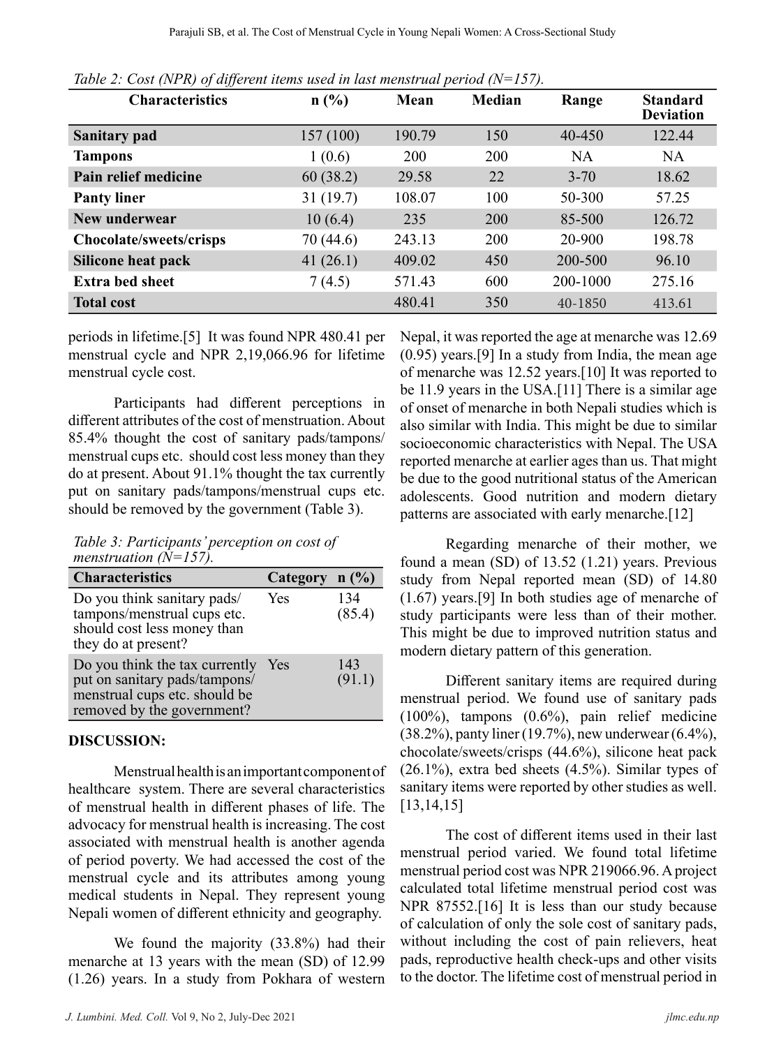*Table 2: Cost (NPR) of different items used in last menstrual period (N=157).*

| Characteristics | n (%) | Mean | Median | Range | Standard Deviation |
|---|---|---|---|---|---|
| **Sanitary pad** | 157 (100) | 190.79 | 150 | 40-450 | 122.44 |
| **Tampons** | 1 (0.6) | 200 | 200 | NA | NA |
| **Pain relief medicine** | 60 (38.2) | 29.58 | 22 | 3-70 | 18.62 |
| **Panty liner** | 31 (19.7) | 108.07 | 100 | 50-300 | 57.25 |
| **New underwear** | 10 (6.4) | 235 | 200 | 85-500 | 126.72 |
| **Chocolate/sweets/crisps** | 70 (44.6) | 243.13 | 200 | 20-900 | 198.78 |
| **Silicone heat pack** | 41 (26.1) | 409.02 | 450 | 200-500 | 96.10 |
| **Extra bed sheet** | 7 (4.5) | 571.43 | 600 | 200-1000 | 275.16 |
| **Total cost** | | 480.41 | 350 | 40-1850 | 413.61 |

periods in lifetime.[5] It was found NPR 480.41 per menstrual cycle and NPR 2,19,066.96 for lifetime menstrual cycle cost.

Participants had different perceptions in different attributes of the cost of menstruation. About 85.4% thought the cost of sanitary pads/tampons/menstrual cups etc. should cost less money than they do at present. About 91.1% thought the tax currently put on sanitary pads/tampons/menstrual cups etc. should be removed by the government (Table 3).

*Table 3: Participants' perception on cost of menstruation (N=157).*

| Characteristics | Category | n (%) |
|---|---|---|
| Do you think sanitary pads/tampons/menstrual cups etc. should cost less money than they do at present? | Yes | 134 (85.4) |
| Do you think the tax currently put on sanitary pads/tampons/menstrual cups etc. should be removed by the government? | Yes | 143 (91.1) |

## DISCUSSION:

Menstrual health is an important component of healthcare system. There are several characteristics of menstrual health in different phases of life. The advocacy for menstrual health is increasing. The cost associated with menstrual health is another agenda of period poverty. We had accessed the cost of the menstrual cycle and its attributes among young medical students in Nepal. They represent young Nepali women of different ethnicity and geography.

We found the majority (33.8%) had their menarche at 13 years with the mean (SD) of 12.99 (1.26) years. In a study from Pokhara of western Nepal, it was reported the age at menarche was 12.69 (0.95) years.[9] In a study from India, the mean age of menarche was 12.52 years.[10] It was reported to be 11.9 years in the USA.[11] There is a similar age of onset of menarche in both Nepali studies which is also similar with India. This might be due to similar socioeconomic characteristics with Nepal. The USA reported menarche at earlier ages than us. That might be due to the good nutritional status of the American adolescents. Good nutrition and modern dietary patterns are associated with early menarche.[12]

Regarding menarche of their mother, we found a mean (SD) of 13.52 (1.21) years. Previous study from Nepal reported mean (SD) of 14.80 (1.67) years.[9] In both studies age of menarche of study participants were less than of their mother. This might be due to improved nutrition status and modern dietary pattern of this generation.

Different sanitary items are required during menstrual period. We found use of sanitary pads (100%), tampons (0.6%), pain relief medicine (38.2%), panty liner (19.7%), new underwear (6.4%), chocolate/sweets/crisps (44.6%), silicone heat pack (26.1%), extra bed sheets (4.5%). Similar types of sanitary items were reported by other studies as well.[13,14,15]

The cost of different items used in their last menstrual period varied. We found total lifetime menstrual period cost was NPR 219066.96. A project calculated total lifetime menstrual period cost was NPR 87552.[16] It is less than our study because of calculation of only the sole cost of sanitary pads, without including the cost of pain relievers, heat pads, reproductive health check-ups and other visits to the doctor. The lifetime cost of menstrual period in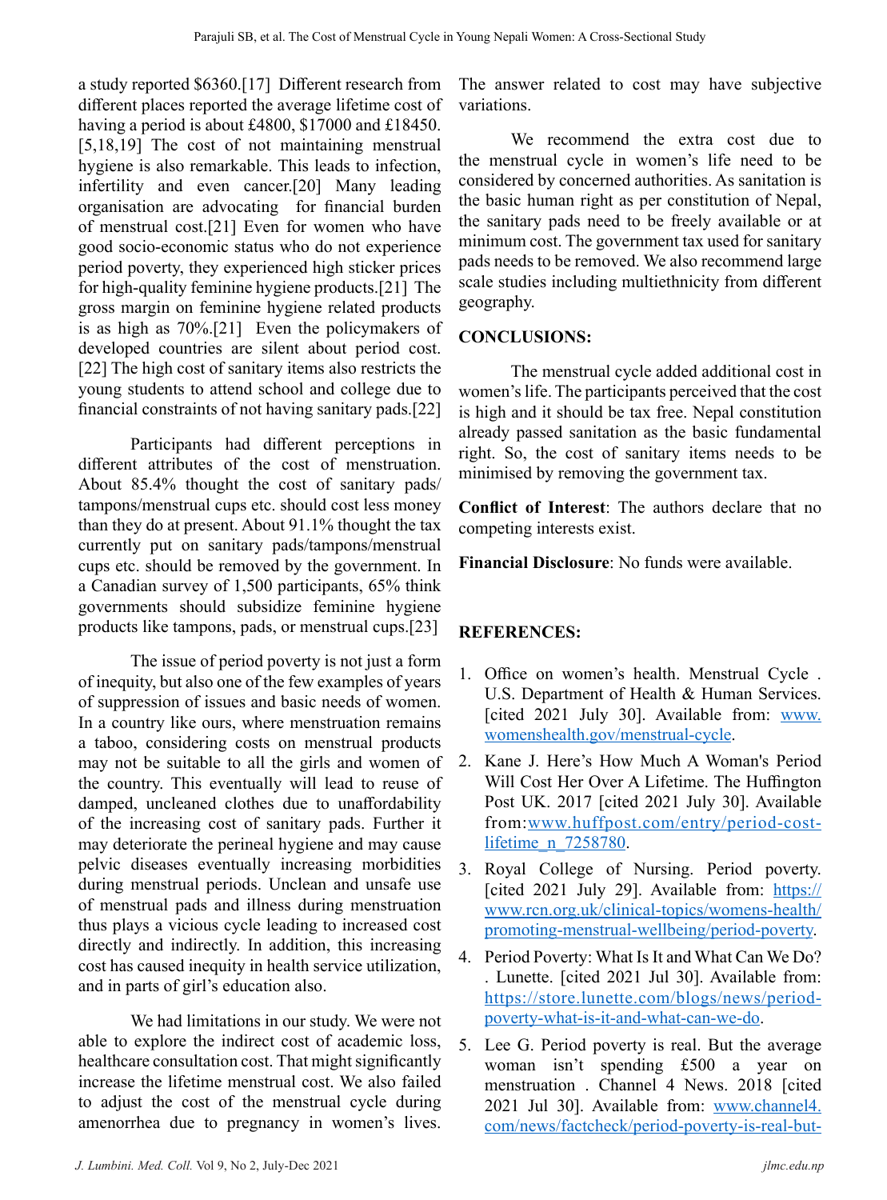a study reported $6360.[17] Different research from different places reported the average lifetime cost of having a period is about £4800, $17000 and £18450.[5,18,19] The cost of not maintaining menstrual hygiene is also remarkable. This leads to infection, infertility and even cancer.[20] Many leading organisation are advocating for financial burden of menstrual cost.[21] Even for women who have good socio-economic status who do not experience period poverty, they experienced high sticker prices for high-quality feminine hygiene products.[21] The gross margin on feminine hygiene related products is as high as 70%.[21] Even the policymakers of developed countries are silent about period cost.[22] The high cost of sanitary items also restricts the young students to attend school and college due to financial constraints of not having sanitary pads.[22]

Participants had different perceptions in different attributes of the cost of menstruation. About 85.4% thought the cost of sanitary pads/tampons/menstrual cups etc. should cost less money than they do at present. About 91.1% thought the tax currently put on sanitary pads/tampons/menstrual cups etc. should be removed by the government. In a Canadian survey of 1,500 participants, 65% think governments should subsidize feminine hygiene products like tampons, pads, or menstrual cups.[23]

The issue of period poverty is not just a form of inequity, but also one of the few examples of years of suppression of issues and basic needs of women. In a country like ours, where menstruation remains a taboo, considering costs on menstrual products may not be suitable to all the girls and women of the country. This eventually will lead to reuse of damped, uncleaned clothes due to unaffordability of the increasing cost of sanitary pads. Further it may deteriorate the perineal hygiene and may cause pelvic diseases eventually increasing morbidities during menstrual periods. Unclean and unsafe use of menstrual pads and illness during menstruation thus plays a vicious cycle leading to increased cost directly and indirectly. In addition, this increasing cost has caused inequity in health service utilization, and in parts of girl's education also.

We had limitations in our study. We were not able to explore the indirect cost of academic loss, healthcare consultation cost. That might significantly increase the lifetime menstrual cost. We also failed to adjust the cost of the menstrual cycle during amenorrhea due to pregnancy in women's lives. The answer related to cost may have subjective variations.

We recommend the extra cost due to the menstrual cycle in women's life need to be considered by concerned authorities. As sanitation is the basic human right as per constitution of Nepal, the sanitary pads need to be freely available or at minimum cost. The government tax used for sanitary pads needs to be removed. We also recommend large scale studies including multiethnicity from different geography.

## CONCLUSIONS:

The menstrual cycle added additional cost in women's life. The participants perceived that the cost is high and it should be tax free. Nepal constitution already passed sanitation as the basic fundamental right. So, the cost of sanitary items needs to be minimised by removing the government tax.

**Conflict of Interest**: The authors declare that no competing interests exist.

**Financial Disclosure**: No funds were available.

## REFERENCES:

1. Office on women's health. Menstrual Cycle . U.S. Department of Health & Human Services. [cited 2021 July 30]. Available from: www.womenshealth.gov/menstrual-cycle.
2. Kane J. Here's How Much A Woman's Period Will Cost Her Over A Lifetime. The Huffington Post UK. 2017 [cited 2021 July 30]. Available from:www.huffpost.com/entry/period-cost-lifetime_n_7258780.
3. Royal College of Nursing. Period poverty. [cited 2021 July 29]. Available from: https://www.rcn.org.uk/clinical-topics/womens-health/promoting-menstrual-wellbeing/period-poverty.
4. Period Poverty: What Is It and What Can We Do? . Lunette. [cited 2021 Jul 30]. Available from: https://store.lunette.com/blogs/news/period-poverty-what-is-it-and-what-can-we-do.
5. Lee G. Period poverty is real. But the average woman isn't spending £500 a year on menstruation . Channel 4 News. 2018 [cited 2021 Jul 30]. Available from: www.channel4.com/news/factcheck/period-poverty-is-real-but-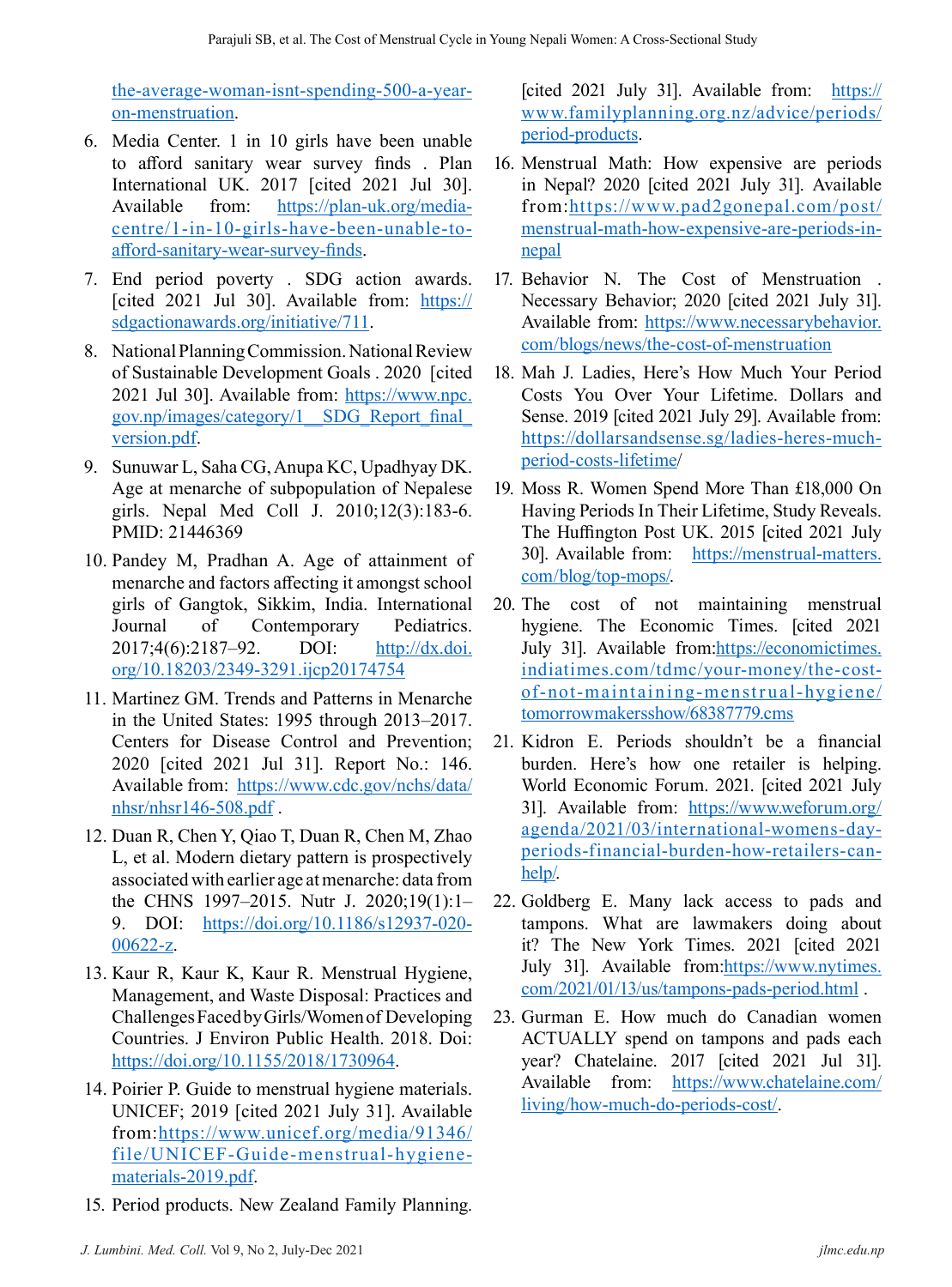the-average-woman-isnt-spending-500-a-year-on-menstruation.

6. Media Center. 1 in 10 girls have been unable to afford sanitary wear survey finds . Plan International UK. 2017 [cited 2021 Jul 30]. Available from: https://plan-uk.org/media-centre/1-in-10-girls-have-been-unable-to-afford-sanitary-wear-survey-finds.
7. End period poverty . SDG action awards. [cited 2021 Jul 30]. Available from: https://sdgactionawards.org/initiative/711.
8. National Planning Commission. National Review of Sustainable Development Goals . 2020 [cited 2021 Jul 30]. Available from: https://www.npc.gov.np/images/category/1__SDG_Report_final_version.pdf.
9. Sunuwar L, Saha CG, Anupa KC, Upadhyay DK. Age at menarche of subpopulation of Nepalese girls. Nepal Med Coll J. 2010;12(3):183-6. PMID: 21446369
10. Pandey M, Pradhan A. Age of attainment of menarche and factors affecting it amongst school girls of Gangtok, Sikkim, India. International Journal of Contemporary Pediatrics. 2017;4(6):2187–92. DOI: http://dx.doi.org/10.18203/2349-3291.ijcp20174754
11. Martinez GM. Trends and Patterns in Menarche in the United States: 1995 through 2013–2017. Centers for Disease Control and Prevention; 2020 [cited 2021 Jul 31]. Report No.: 146. Available from: https://www.cdc.gov/nchs/data/nhsr/nhsr146-508.pdf .
12. Duan R, Chen Y, Qiao T, Duan R, Chen M, Zhao L, et al. Modern dietary pattern is prospectively associated with earlier age at menarche: data from the CHNS 1997–2015. Nutr J. 2020;19(1):1–9. DOI: https://doi.org/10.1186/s12937-020-00622-z.
13. Kaur R, Kaur K, Kaur R. Menstrual Hygiene, Management, and Waste Disposal: Practices and Challenges Faced by Girls/Women of Developing Countries. J Environ Public Health. 2018. Doi: https://doi.org/10.1155/2018/1730964.
14. Poirier P. Guide to menstrual hygiene materials. UNICEF; 2019 [cited 2021 July 31]. Available from:https://www.unicef.org/media/91346/file/UNICEF-Guide-menstrual-hygiene-materials-2019.pdf.
15. Period products. New Zealand Family Planning. [cited 2021 July 31]. Available from: https://www.familyplanning.org.nz/advice/periods/period-products.
16. Menstrual Math: How expensive are periods in Nepal? 2020 [cited 2021 July 31]. Available from:https://www.pad2gonepal.com/post/menstrual-math-how-expensive-are-periods-in-nepal
17. Behavior N. The Cost of Menstruation . Necessary Behavior; 2020 [cited 2021 July 31]. Available from: https://www.necessarybehavior.com/blogs/news/the-cost-of-menstruation
18. Mah J. Ladies, Here's How Much Your Period Costs You Over Your Lifetime. Dollars and Sense. 2019 [cited 2021 July 29]. Available from: https://dollarsandsense.sg/ladies-heres-much-period-costs-lifetime/
19. Moss R. Women Spend More Than £18,000 On Having Periods In Their Lifetime, Study Reveals. The Huffington Post UK. 2015 [cited 2021 July 30]. Available from: https://menstrual-matters.com/blog/top-mops/.
20. The cost of not maintaining menstrual hygiene. The Economic Times. [cited 2021 July 31]. Available from:https://economictimes.indiatimes.com/tdmc/your-money/the-cost-of-not-maintaining-menstrual-hygiene/tomorrowmakersshow/68387779.cms
21. Kidron E. Periods shouldn't be a financial burden. Here's how one retailer is helping. World Economic Forum. 2021. [cited 2021 July 31]. Available from: https://www.weforum.org/agenda/2021/03/international-womens-day-periods-financial-burden-how-retailers-can-help/.
22. Goldberg E. Many lack access to pads and tampons. What are lawmakers doing about it? The New York Times. 2021 [cited 2021 July 31]. Available from:https://www.nytimes.com/2021/01/13/us/tampons-pads-period.html .
23. Gurman E. How much do Canadian women ACTUALLY spend on tampons and pads each year? Chatelaine. 2017 [cited 2021 Jul 31]. Available from: https://www.chatelaine.com/living/how-much-do-periods-cost/.